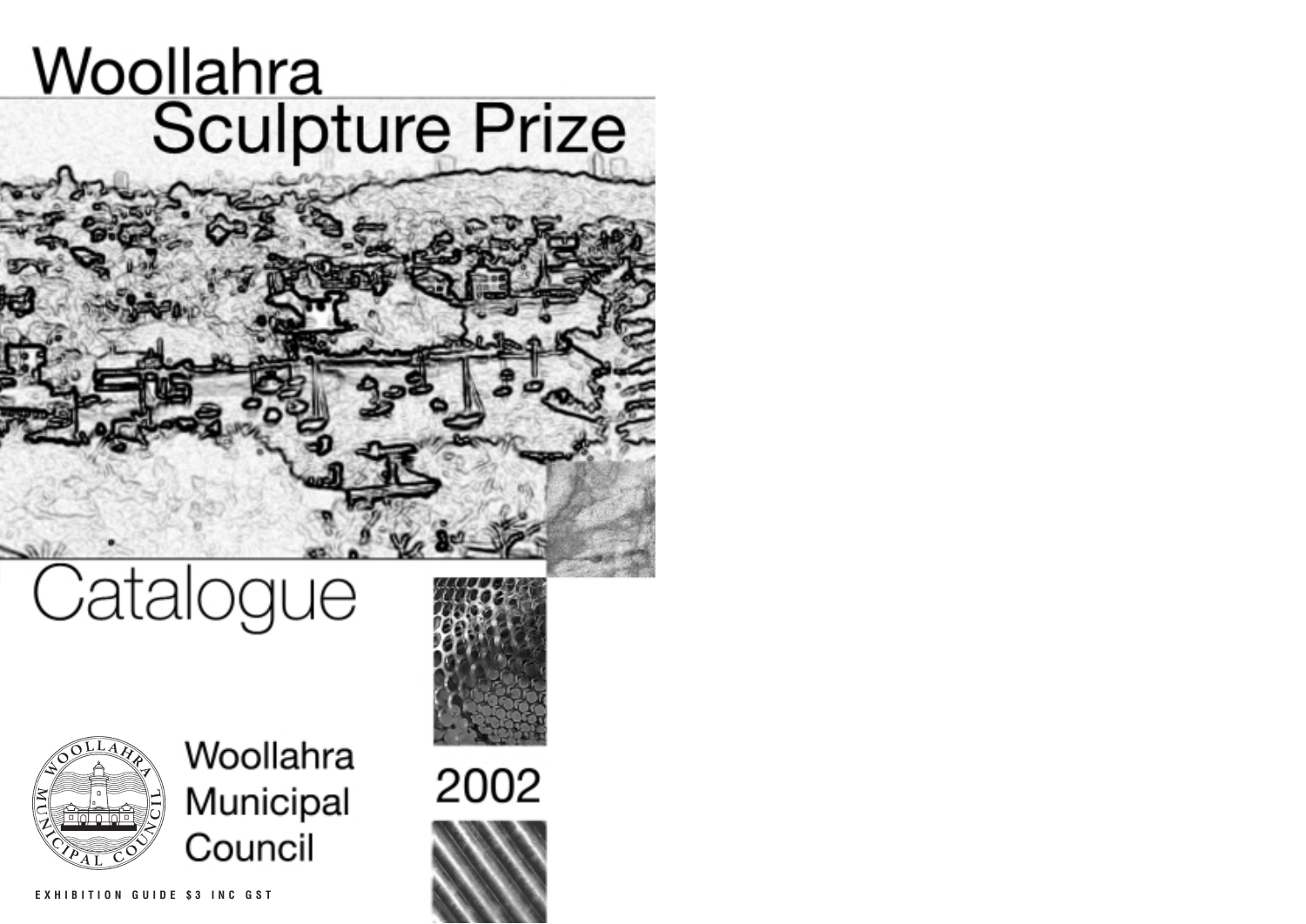# Woollahra Sculpture Prize

## Catalogue

2002

Woollahra Municipal Council

EXHIBITION GUIDE $3 INC GST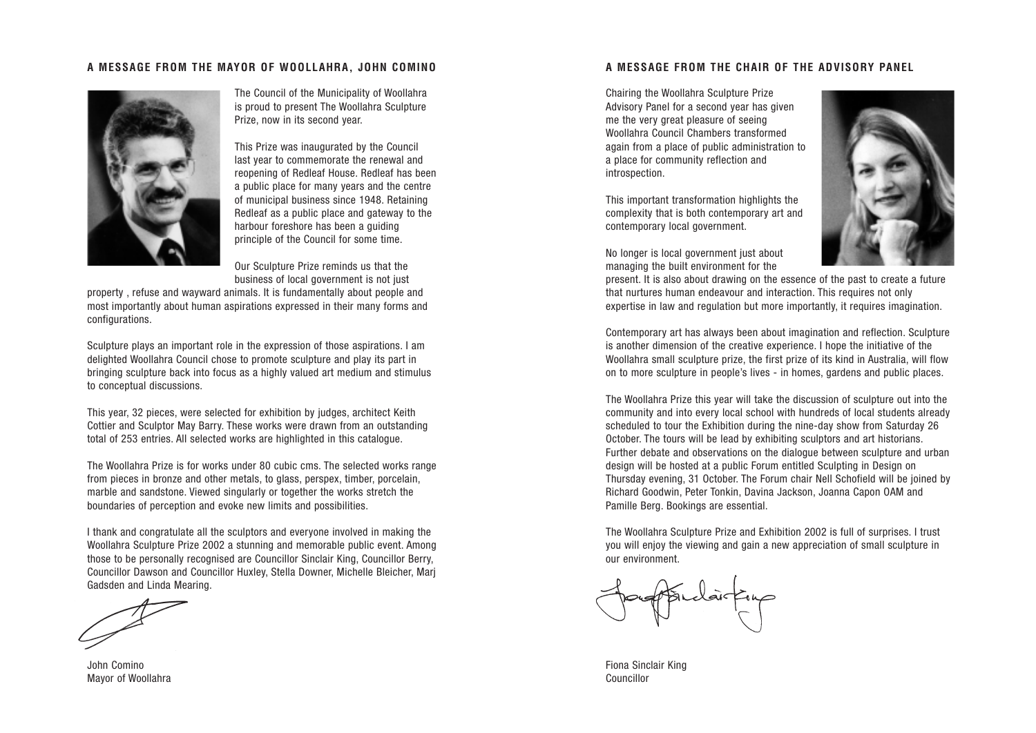## A MESSAGE FROM THE MAYOR OF WOOLLAHRA, JOHN COMINO

The Council of the Municipality of Woollahra is proud to present The Woollahra Sculpture Prize, now in its second year.

This Prize was inaugurated by the Council last year to commemorate the renewal and reopening of Redleaf House. Redleaf has been a public place for many years and the centre of municipal business since 1948. Retaining Redleaf as a public place and gateway to the harbour foreshore has been a guiding principle of the Council for some time.

Our Sculpture Prize reminds us that the business of local government is not just property , refuse and wayward animals. It is fundamentally about people and most importantly about human aspirations expressed in their many forms and configurations.

Sculpture plays an important role in the expression of those aspirations. I am delighted Woollahra Council chose to promote sculpture and play its part in bringing sculpture back into focus as a highly valued art medium and stimulus to conceptual discussions.

This year, 32 pieces, were selected for exhibition by judges, architect Keith Cottier and Sculptor May Barry. These works were drawn from an outstanding total of 253 entries. All selected works are highlighted in this catalogue.

The Woollahra Prize is for works under 80 cubic cms. The selected works range from pieces in bronze and other metals, to glass, perspex, timber, porcelain, marble and sandstone. Viewed singularly or together the works stretch the boundaries of perception and evoke new limits and possibilities.

I thank and congratulate all the sculptors and everyone involved in making the Woollahra Sculpture Prize 2002 a stunning and memorable public event. Among those to be personally recognised are Councillor Sinclair King, Councillor Berry, Councillor Dawson and Councillor Huxley, Stella Downer, Michelle Bleicher, Marj Gadsden and Linda Mearing.

John Comino
Mayor of Woollahra

## A MESSAGE FROM THE CHAIR OF THE ADVISORY PANEL

Chairing the Woollahra Sculpture Prize Advisory Panel for a second year has given me the very great pleasure of seeing Woollahra Council Chambers transformed again from a place of public administration to a place for community reflection and introspection.

This important transformation highlights the complexity that is both contemporary art and contemporary local government.

No longer is local government just about managing the built environment for the present. It is also about drawing on the essence of the past to create a future that nurtures human endeavour and interaction. This requires not only expertise in law and regulation but more importantly, it requires imagination.

Contemporary art has always been about imagination and reflection. Sculpture is another dimension of the creative experience. I hope the initiative of the Woollahra small sculpture prize, the first prize of its kind in Australia, will flow on to more sculpture in people's lives - in homes, gardens and public places.

The Woollahra Prize this year will take the discussion of sculpture out into the community and into every local school with hundreds of local students already scheduled to tour the Exhibition during the nine-day show from Saturday 26 October. The tours will be lead by exhibiting sculptors and art historians. Further debate and observations on the dialogue between sculpture and urban design will be hosted at a public Forum entitled Sculpting in Design on Thursday evening, 31 October. The Forum chair Nell Schofield will be joined by Richard Goodwin, Peter Tonkin, Davina Jackson, Joanna Capon OAM and Pamille Berg. Bookings are essential.

The Woollahra Sculpture Prize and Exhibition 2002 is full of surprises. I trust you will enjoy the viewing and gain a new appreciation of small sculpture in our environment.

Fiona Sinclair King
Councillor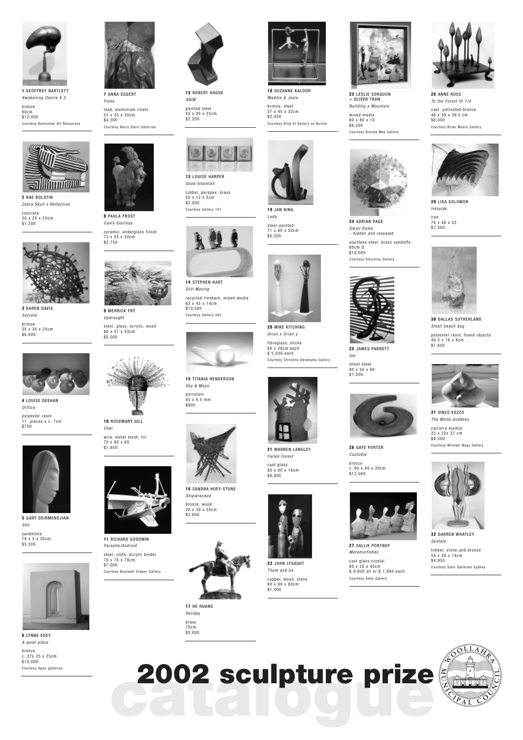**1** GEOFFREY BARTLETT
*Awakening Desire # 3*
bronze
80cm
$12,000
Courtesy Australian Art Resources

**2** RAE BOLOTIN
*Zebra Skull's Reflection*
concrete
30 x 25 x 55cm
$1,200

**3** KAREN DAVIS
*Secrete*
bronze
35 x 30 x 25cm
$6,600

**4** LOUISE DEEHAN
*Orifice*
polyester resin
11 pieces x c. 7cm
$700

**5** GARY DEIRMENDJIAN
*She*
sandstone
79 x 5 x 30cm
$5,300

**6** LYNNE EDEY
*A quiet place*
bronze
c: 27x 25 x 25cm
$10,000
Courtesy Span galleries

**7** ANNA EGGERT
*Fiona*
lead, aluminium rivets
52 x 35 x 35cm
$4,000
Courtesy Barry Stern Galleries

**8** PAULA FROST
*Canis Gloriosa*
ceramic, underglaze finish
73 x 55 x 30cm
$2,750

**9** MERRICK FRY
*Updraught*
steel, glass, acrylic, wood
80 x 51 x 43cm
$5,000

**10** ROSEMARY GILL
*Cher*
wire, metal mesh, tin
70 x 60 x 60
$1,650

**11** RICHARD GOODWIN
*Parasite/Android*
steel, cloth, acrylic binder
70 x 70 x 78cm
$7,000
Courtesy Boutwell Draper Gallery

**12** ROBERT HAGUE
*ANIM*
painted steel
55 x 30 x 25cm
$2,200

**13** LOUISE HARPER
*Good Intention*
rubber, perspex, brass
50 x 12 x 5cm
$2,000
Courtesy Gallery 101

**14** STEPHEN HART
*Still Moving*
recycled ironbark, mixed media
63 x 45 x 14cm
$10,000
Courtesy Gallery 482

**15** TITANIA HENDERSON
*Sky & Moon*
porcelain
45 x 9.5 mm
$900

**16** SANDRA HOEY-STONE
*Shipwrecked*
bronze, wood
20 x 30 x 50cm
$2,600

**17** HE HUANG
*Holiday*
brass
70cm
$3,000

**18** SUZANNE KALDOR
*Maddie & Josie*
bronze, steel
37 x 45 x 32cm
$2,450
Courtesy King St Gallery on Burton

**19** JAN KING
*Leda*
steel-painted
71 x 60 x 32cm
$5,500

**20** MIKE KITCHING
*Orion x Orion y*
fibreglass, sticks
80 x 20cm each
$ 5,500 each
Courtesy Christine Abrahams Gallery

**21** WARREN LANGLEY
*Fallen Forest*
cast glass
80 x 60 x 18cm
$8,800

**22** JOHN LYSAGHT
*Them and Us*
copper, wood, stone
80 x 80 x 80cm
$1,000

**23** LESLIE SOKQUON + OLIVER TRAN
*Building a Mountain*
mixed media
80 x 80 x 10
$6,000
Courtesy Brenda May Gallery

**24** ADRIAN PAGE
*Small Dome - hidden and revealed*
stainless steel, brass sandoffs
80cm D
$10,000
Courtesy Smyrnios Gallery

**25** JAMES PARRETT
*Um*
sheet steel
80 x 50 x 60
$1,200

**26** GAYE PORTER
*Custodia*
bronze
c: 60 x 40 x 30cm
$12,000

**27** SALLIE PORTNOY
*Metamorfishes*
cast glass crystal
80 x 20 x 45cm
$ 9,900 all or $ 1,980 each
Courtesy Soho Gallery

**28** ANNE ROSS
*To the Forest III 1/4*
cast patinated bronze
48 x 39 x 39.5 cm
$9,000
Courtesy Brian Moore Gallery

**29** LISA SOLOMON
*Intoside*
iron
76 x 48 x 52
$7,500

**30** DALLAS SUTHERLAND
*Small beach bag*
polyester resin, found objects
49.5 x 16 x 8cm
$1,600

**31** VINCE VOZZO
*The White Goddess*
carrarra marble
33 x 22x 27 cm
$9,500
Courtesy Michael Nagy Gallery

**32** DARREN WHATLEY
*Gestate*
timber, stone and bronze
54 x 39 x 14cm
$4,950
Courtesy Soho Galleries Sydney

# 2002 sculpture prize catalogue

WOOLLAHRA MUNICIPAL COUNCIL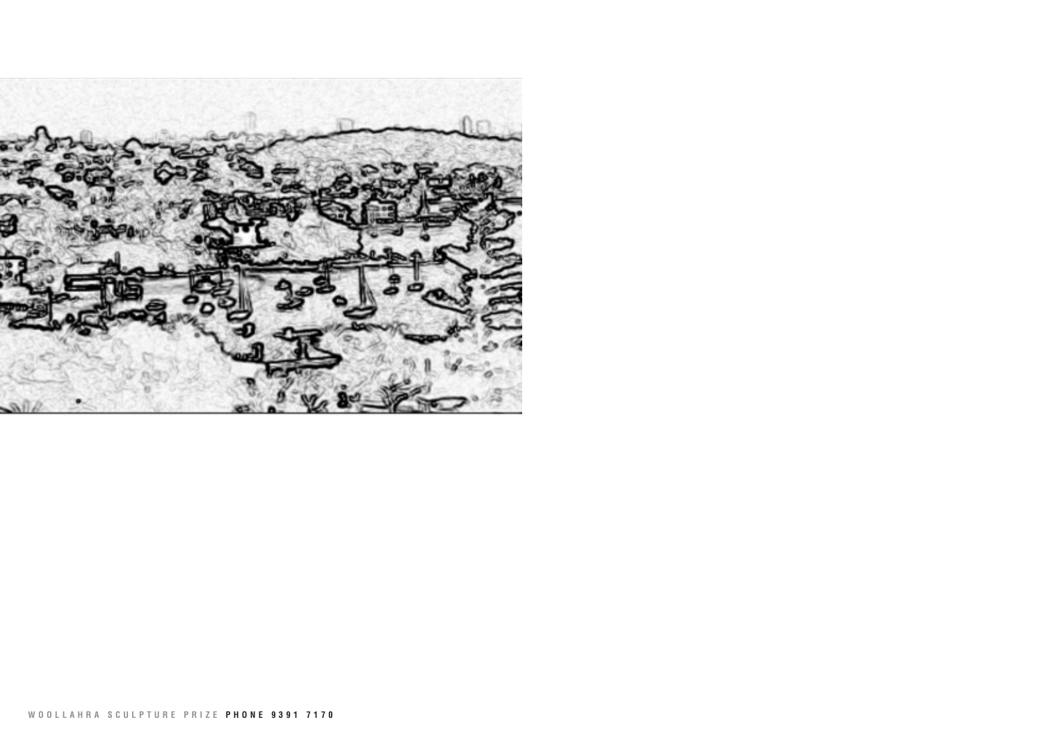WOOLLAHRA SCULPTURE PRIZE **PHONE 9391 7170**